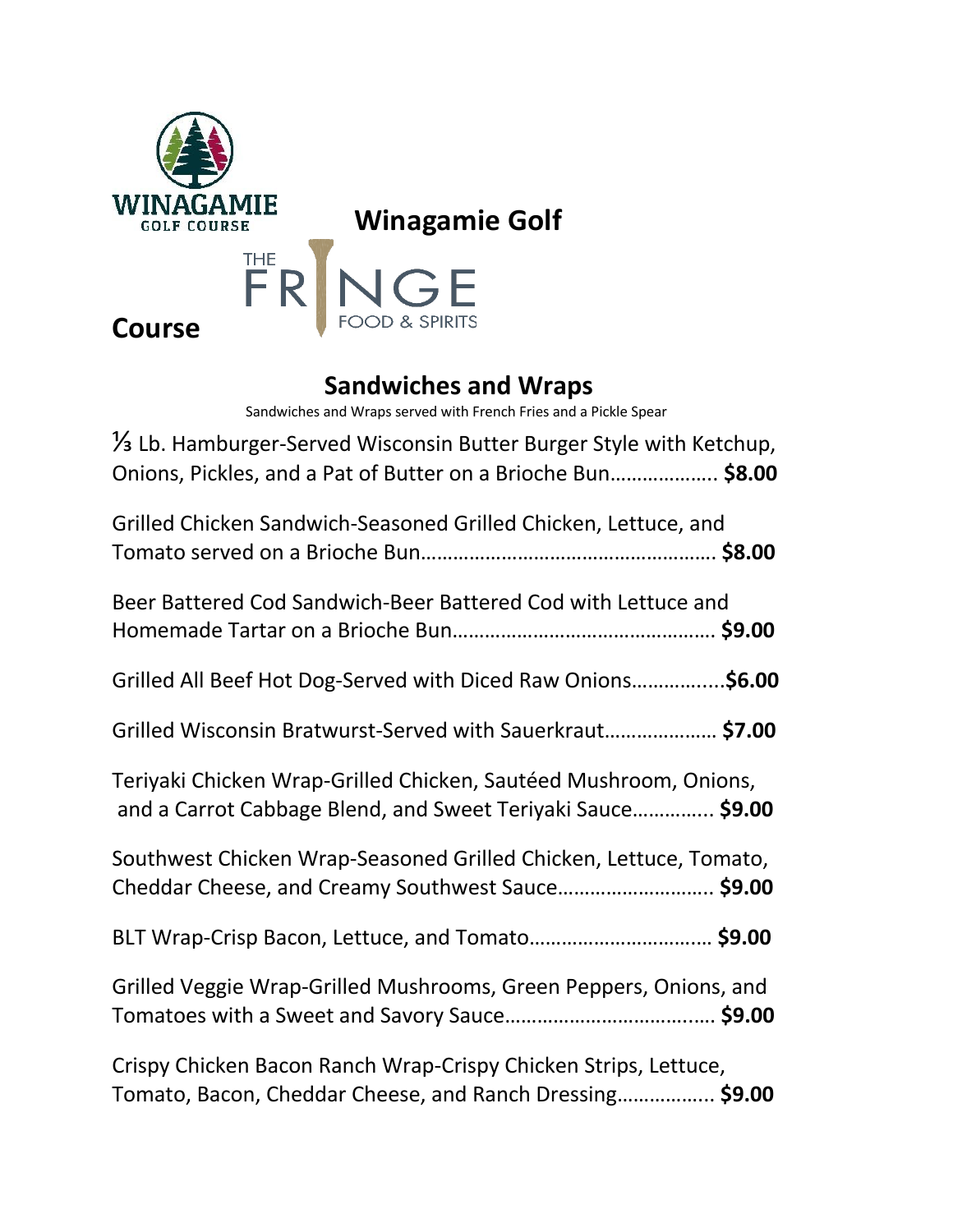WINAGAMIE GOLF COURSE

# Winagamie Golf Course

THE FRINGE FOOD & SPIRITS

## Sandwiches and Wraps

Sandwiches and Wraps served with French Fries and a Pickle Spear

⅓ Lb. Hamburger-Served Wisconsin Butter Burger Style with Ketchup, Onions, Pickles, and a Pat of Butter on a Brioche Bun………………. **$8.00**

Grilled Chicken Sandwich-Seasoned Grilled Chicken, Lettuce, and Tomato served on a Brioche Bun………………………………………………. **$8.00**

Beer Battered Cod Sandwich-Beer Battered Cod with Lettuce and Homemade Tartar on a Brioche Bun…………………………………………. **$9.00**

Grilled All Beef Hot Dog-Served with Diced Raw Onions……………..**$6.00**

Grilled Wisconsin Bratwurst-Served with Sauerkraut………………… **$7.00**

Teriyaki Chicken Wrap-Grilled Chicken, Sautéed Mushroom, Onions, and a Carrot Cabbage Blend, and Sweet Teriyaki Sauce………….. **$9.00**

Southwest Chicken Wrap-Seasoned Grilled Chicken, Lettuce, Tomato, Cheddar Cheese, and Creamy Southwest Sauce………………………. **$9.00**

BLT Wrap-Crisp Bacon, Lettuce, and Tomato…………………………… **$9.00**

Grilled Veggie Wrap-Grilled Mushrooms, Green Peppers, Onions, and Tomatoes with a Sweet and Savory Sauce……………………………… **$9.00**

Crispy Chicken Bacon Ranch Wrap-Crispy Chicken Strips, Lettuce, Tomato, Bacon, Cheddar Cheese, and Ranch Dressing…………….. **$9.00**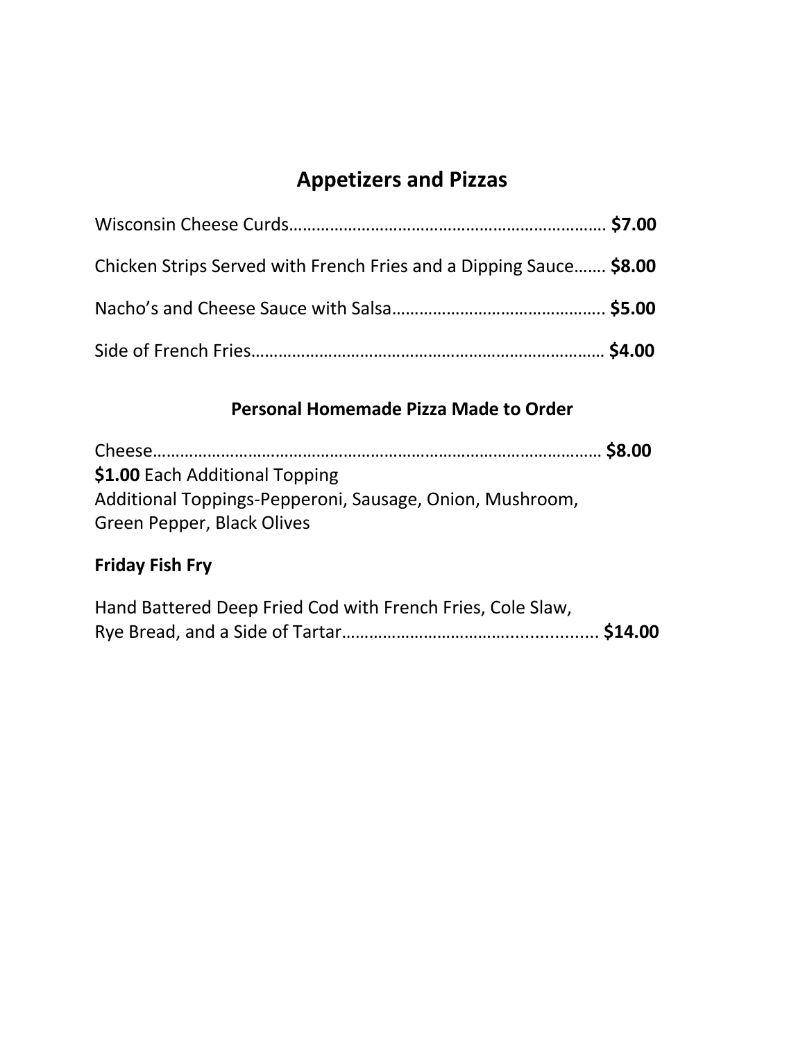## Appetizers and Pizzas

Wisconsin Cheese Curds…………………………………………………………… **$7.00**

Chicken Strips Served with French Fries and a Dipping Sauce……. **$8.00**

Nacho's and Cheese Sauce with Salsa……………………………………….. **$5.00**

Side of French Fries………………………………………………………………… **$4.00**

### Personal Homemade Pizza Made to Order

Cheese………………………………………………………………………………………. **$8.00**
**$1.00** Each Additional Topping
Additional Toppings-Pepperoni, Sausage, Onion, Mushroom, Green Pepper, Black Olives

**Friday Fish Fry**

Hand Battered Deep Fried Cod with French Fries, Cole Slaw, Rye Bread, and a Side of Tartar………………………………................... **$14.00**